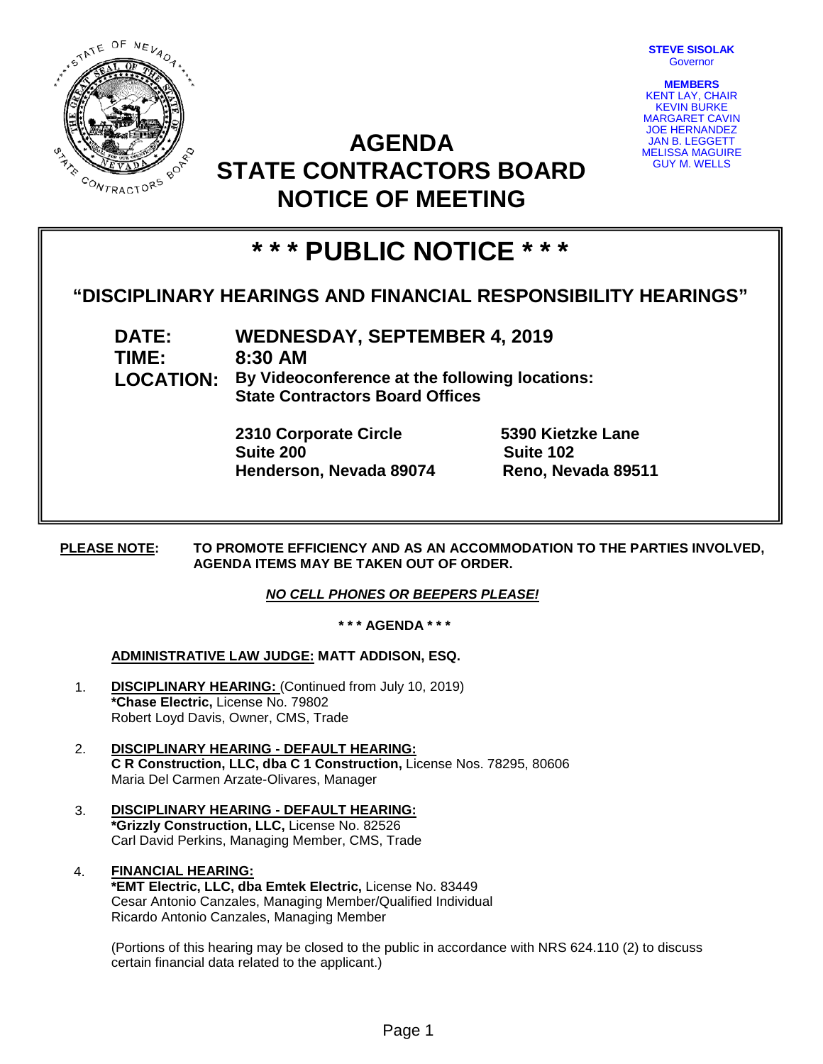**STEVE SISOLAK**
Governor

**MEMBERS**
KENT LAY, CHAIR
KEVIN BURKE
MARGARET CAVIN
JOE HERNANDEZ
JAN B. LEGGETT
MELISSA MAGUIRE
GUY M. WELLS

# AGENDA
# STATE CONTRACTORS BOARD
# NOTICE OF MEETING

## * * * PUBLIC NOTICE * * *

### "DISCIPLINARY HEARINGS AND FINANCIAL RESPONSIBILITY HEARINGS"

**DATE:** **WEDNESDAY, SEPTEMBER 4, 2019**
**TIME:** **8:30 AM**
**LOCATION:** **By Videoconference at the following locations:**
**State Contractors Board Offices**

**2310 Corporate Circle**
**Suite 200**
**Henderson, Nevada 89074**

**5390 Kietzke Lane**
**Suite 102**
**Reno, Nevada 89511**

**PLEASE NOTE:** **TO PROMOTE EFFICIENCY AND AS AN ACCOMMODATION TO THE PARTIES INVOLVED, AGENDA ITEMS MAY BE TAKEN OUT OF ORDER.**

***NO CELL PHONES OR BEEPERS PLEASE!***

**\* \* \* AGENDA \* \* \***

**ADMINISTRATIVE LAW JUDGE: MATT ADDISON, ESQ.**

1. **DISCIPLINARY HEARING:** (Continued from July 10, 2019)
   **\*Chase Electric,** License No. 79802
   Robert Loyd Davis, Owner, CMS, Trade

2. **DISCIPLINARY HEARING - DEFAULT HEARING:**
   **C R Construction, LLC, dba C 1 Construction,** License Nos. 78295, 80606
   Maria Del Carmen Arzate-Olivares, Manager

3. **DISCIPLINARY HEARING - DEFAULT HEARING:**
   **\*Grizzly Construction, LLC,** License No. 82526
   Carl David Perkins, Managing Member, CMS, Trade

4. **FINANCIAL HEARING:**
   **\*EMT Electric, LLC, dba Emtek Electric,** License No. 83449
   Cesar Antonio Canzales, Managing Member/Qualified Individual
   Ricardo Antonio Canzales, Managing Member

   (Portions of this hearing may be closed to the public in accordance with NRS 624.110 (2) to discuss certain financial data related to the applicant.)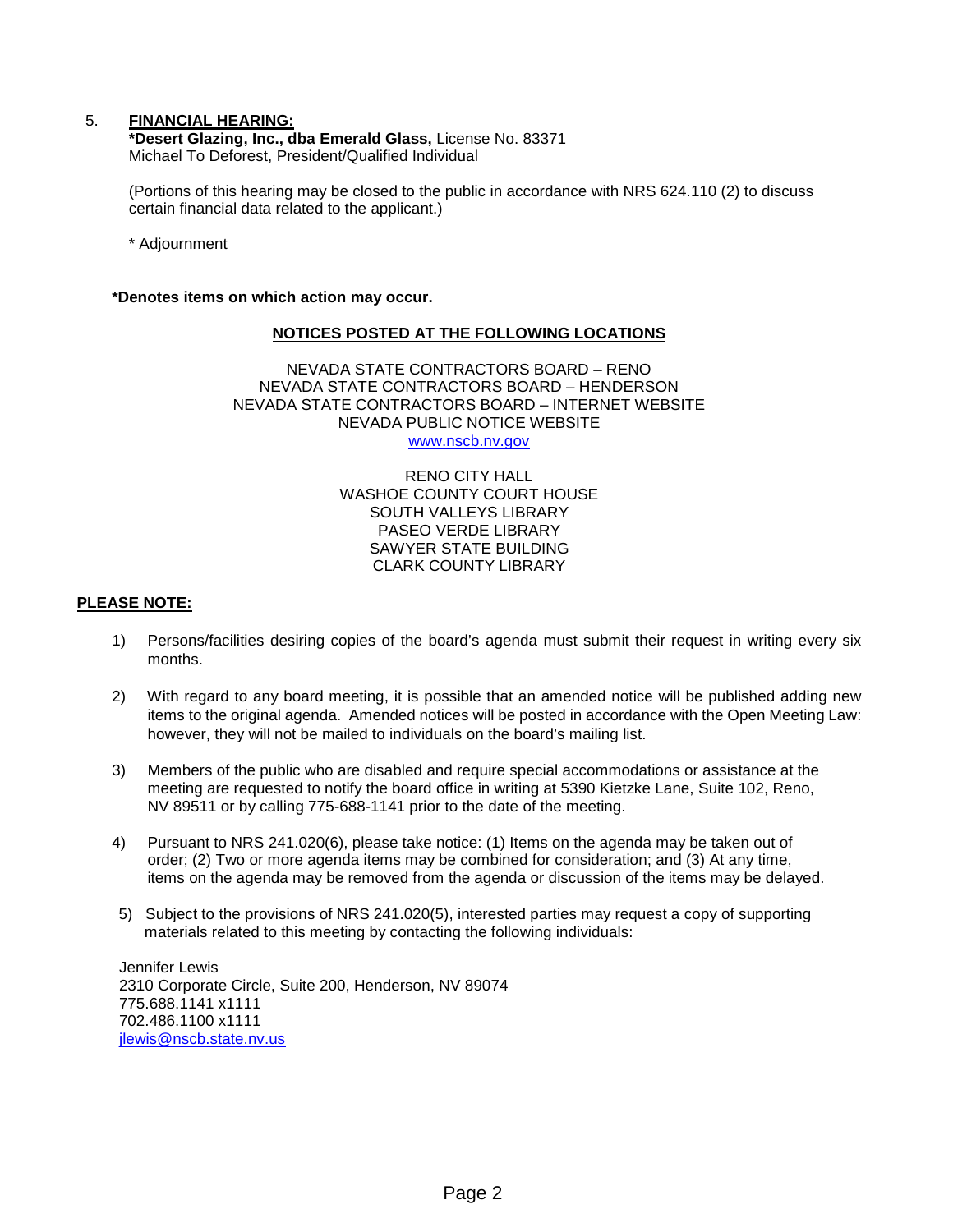5. **FINANCIAL HEARING:**
   ***Desert Glazing, Inc., dba Emerald Glass,** License No. 83371
   Michael To Deforest, President/Qualified Individual

   (Portions of this hearing may be closed to the public in accordance with NRS 624.110 (2) to discuss certain financial data related to the applicant.)

   * Adjournment

**\*Denotes items on which action may occur.**

**NOTICES POSTED AT THE FOLLOWING LOCATIONS**

NEVADA STATE CONTRACTORS BOARD – RENO
NEVADA STATE CONTRACTORS BOARD – HENDERSON
NEVADA STATE CONTRACTORS BOARD – INTERNET WEBSITE
NEVADA PUBLIC NOTICE WEBSITE
www.nscb.nv.gov

RENO CITY HALL
WASHOE COUNTY COURT HOUSE
SOUTH VALLEYS LIBRARY
PASEO VERDE LIBRARY
SAWYER STATE BUILDING
CLARK COUNTY LIBRARY

**PLEASE NOTE:**

1) Persons/facilities desiring copies of the board's agenda must submit their request in writing every six months.

2) With regard to any board meeting, it is possible that an amended notice will be published adding new items to the original agenda. Amended notices will be posted in accordance with the Open Meeting Law: however, they will not be mailed to individuals on the board's mailing list.

3) Members of the public who are disabled and require special accommodations or assistance at the meeting are requested to notify the board office in writing at 5390 Kietzke Lane, Suite 102, Reno, NV 89511 or by calling 775-688-1141 prior to the date of the meeting.

4) Pursuant to NRS 241.020(6), please take notice: (1) Items on the agenda may be taken out of order; (2) Two or more agenda items may be combined for consideration; and (3) At any time, items on the agenda may be removed from the agenda or discussion of the items may be delayed.

5) Subject to the provisions of NRS 241.020(5), interested parties may request a copy of supporting materials related to this meeting by contacting the following individuals:

Jennifer Lewis
2310 Corporate Circle, Suite 200, Henderson, NV 89074
775.688.1141 x1111
702.486.1100 x1111
jlewis@nscb.state.nv.us